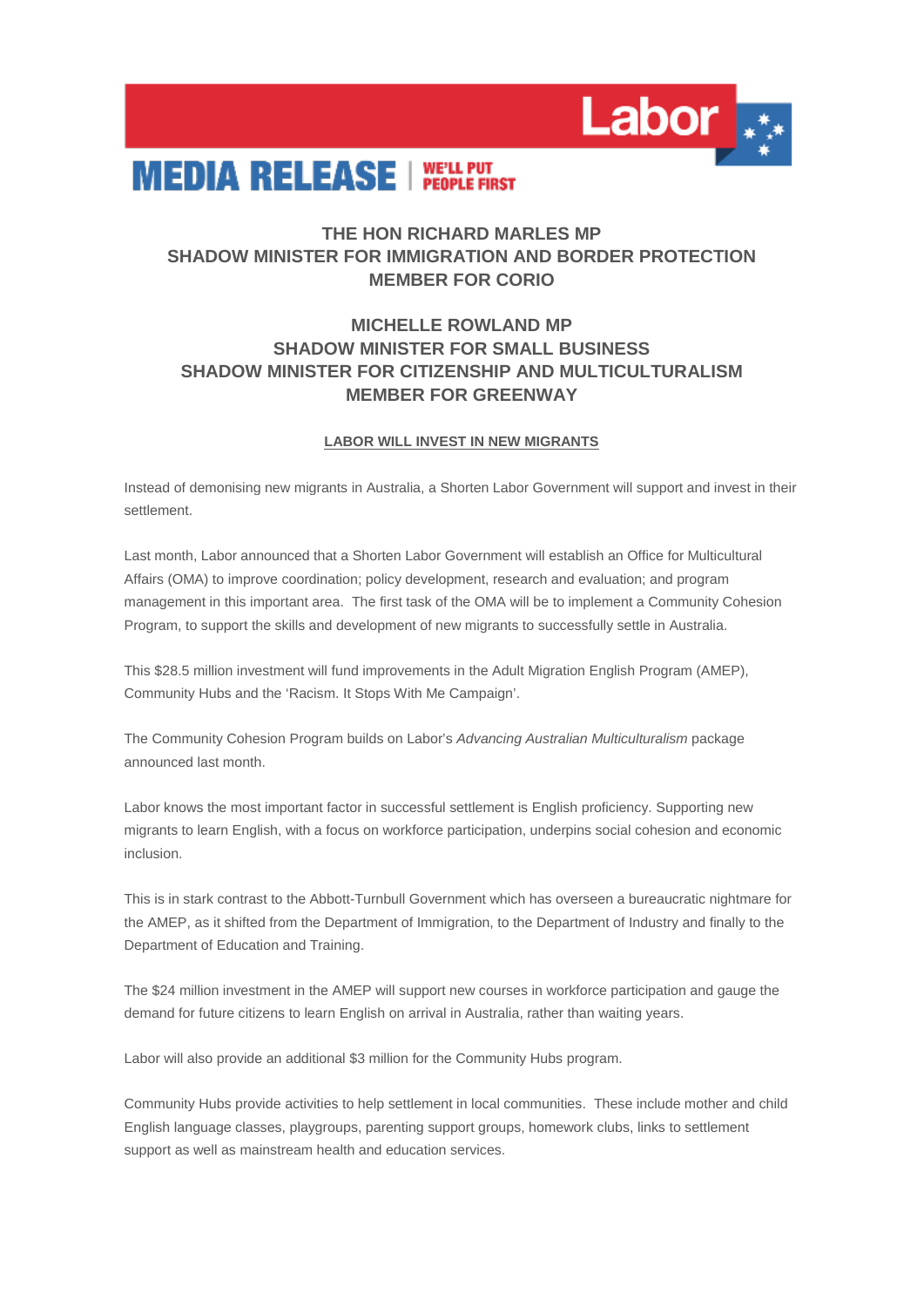**MEDIA RELEASE** | WE'LL PUT PEOPLE FIRST

**Labor**

**THE HON RICHARD MARLES MP**
**SHADOW MINISTER FOR IMMIGRATION AND BORDER PROTECTION**
**MEMBER FOR CORIO**

**MICHELLE ROWLAND MP**
**SHADOW MINISTER FOR SMALL BUSINESS**
**SHADOW MINISTER FOR CITIZENSHIP AND MULTICULTURALISM**
**MEMBER FOR GREENWAY**

# LABOR WILL INVEST IN NEW MIGRANTS

Instead of demonising new migrants in Australia, a Shorten Labor Government will support and invest in their settlement.

Last month, Labor announced that a Shorten Labor Government will establish an Office for Multicultural Affairs (OMA) to improve coordination; policy development, research and evaluation; and program management in this important area. The first task of the OMA will be to implement a Community Cohesion Program, to support the skills and development of new migrants to successfully settle in Australia.

This $28.5 million investment will fund improvements in the Adult Migration English Program (AMEP), Community Hubs and the 'Racism. It Stops With Me Campaign'.

The Community Cohesion Program builds on Labor's *Advancing Australian Multiculturalism* package announced last month.

Labor knows the most important factor in successful settlement is English proficiency. Supporting new migrants to learn English, with a focus on workforce participation, underpins social cohesion and economic inclusion.

This is in stark contrast to the Abbott-Turnbull Government which has overseen a bureaucratic nightmare for the AMEP, as it shifted from the Department of Immigration, to the Department of Industry and finally to the Department of Education and Training.

The $24 million investment in the AMEP will support new courses in workforce participation and gauge the demand for future citizens to learn English on arrival in Australia, rather than waiting years.

Labor will also provide an additional $3 million for the Community Hubs program.

Community Hubs provide activities to help settlement in local communities. These include mother and child English language classes, playgroups, parenting support groups, homework clubs, links to settlement support as well as mainstream health and education services.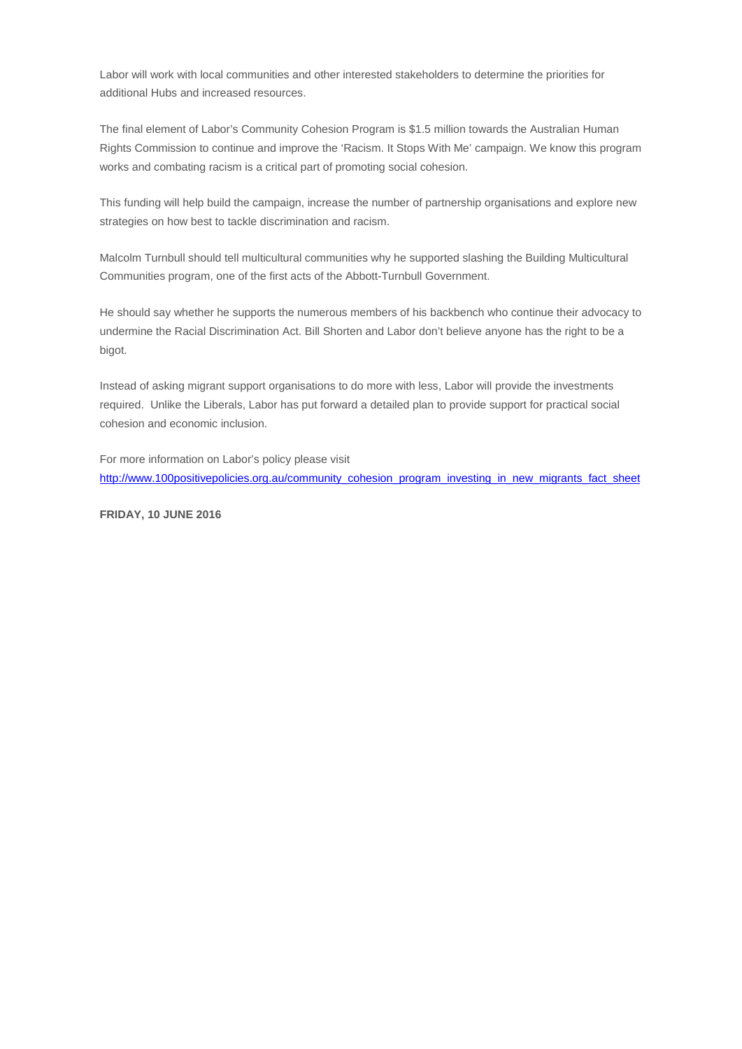Labor will work with local communities and other interested stakeholders to determine the priorities for additional Hubs and increased resources.

The final element of Labor's Community Cohesion Program is $1.5 million towards the Australian Human Rights Commission to continue and improve the 'Racism. It Stops With Me' campaign. We know this program works and combating racism is a critical part of promoting social cohesion.

This funding will help build the campaign, increase the number of partnership organisations and explore new strategies on how best to tackle discrimination and racism.

Malcolm Turnbull should tell multicultural communities why he supported slashing the Building Multicultural Communities program, one of the first acts of the Abbott-Turnbull Government.

He should say whether he supports the numerous members of his backbench who continue their advocacy to undermine the Racial Discrimination Act. Bill Shorten and Labor don't believe anyone has the right to be a bigot.

Instead of asking migrant support organisations to do more with less, Labor will provide the investments required. Unlike the Liberals, Labor has put forward a detailed plan to provide support for practical social cohesion and economic inclusion.

For more information on Labor's policy please visit
http://www.100positivepolicies.org.au/community_cohesion_program_investing_in_new_migrants_fact_sheet

**FRIDAY, 10 JUNE 2016**